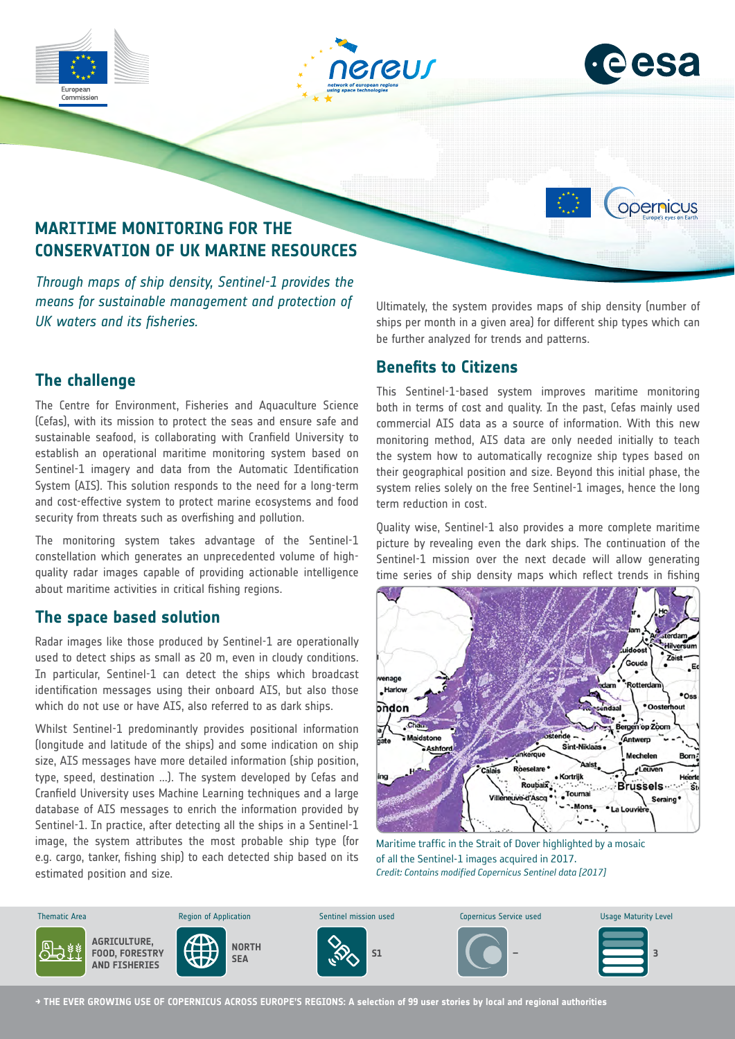# MARITIME MONITORING FOR THE CONSERVATION OF UK MARINE RESOURCES

*Through maps of ship density, Sentinel-1 provides the means for sustainable management and protection of UK waters and its fisheries.*

## The challenge

The Centre for Environment, Fisheries and Aquaculture Science (Cefas), with its mission to protect the seas and ensure safe and sustainable seafood, is collaborating with Cranfield University to establish an operational maritime monitoring system based on Sentinel-1 imagery and data from the Automatic Identification System (AIS). This solution responds to the need for a long-term and cost-effective system to protect marine ecosystems and food security from threats such as overfishing and pollution.

The monitoring system takes advantage of the Sentinel-1 constellation which generates an unprecedented volume of high-quality radar images capable of providing actionable intelligence about maritime activities in critical fishing regions.

## The space based solution

Radar images like those produced by Sentinel-1 are operationally used to detect ships as small as 20 m, even in cloudy conditions. In particular, Sentinel-1 can detect the ships which broadcast identification messages using their onboard AIS, but also those which do not use or have AIS, also referred to as dark ships.

Whilst Sentinel-1 predominantly provides positional information (longitude and latitude of the ships) and some indication on ship size, AIS messages have more detailed information (ship position, type, speed, destination ...). The system developed by Cefas and Cranfield University uses Machine Learning techniques and a large database of AIS messages to enrich the information provided by Sentinel-1. In practice, after detecting all the ships in a Sentinel-1 image, the system attributes the most probable ship type (for e.g. cargo, tanker, fishing ship) to each detected ship based on its estimated position and size.

Ultimately, the system provides maps of ship density (number of ships per month in a given area) for different ship types which can be further analyzed for trends and patterns.

## Benefits to Citizens

This Sentinel-1-based system improves maritime monitoring both in terms of cost and quality. In the past, Cefas mainly used commercial AIS data as a source of information. With this new monitoring method, AIS data are only needed initially to teach the system how to automatically recognize ship types based on their geographical position and size. Beyond this initial phase, the system relies solely on the free Sentinel-1 images, hence the long term reduction in cost.

Quality wise, Sentinel-1 also provides a more complete maritime picture by revealing even the dark ships. The continuation of the Sentinel-1 mission over the next decade will allow generating time series of ship density maps which reflect trends in fishing

Maritime traffic in the Strait of Dover highlighted by a mosaic of all the Sentinel-1 images acquired in 2017.
*Credit: Contains modified Copernicus Sentinel data (2017)*

| Thematic Area | Region of Application | Sentinel mission used | Copernicus Service used | Usage Maturity Level |
|---|---|---|---|---|
| AGRICULTURE, FORESTRY AND FISHERIES | NORTH SEA | S1 | – | 3 |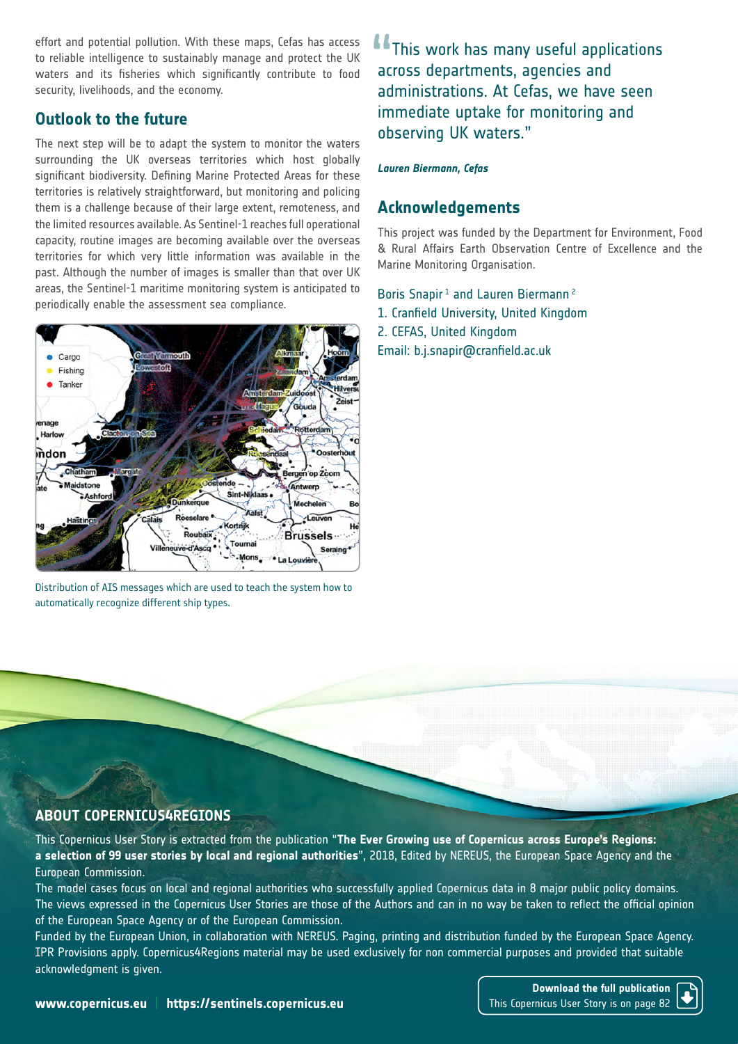effort and potential pollution. With these maps, Cefas has access to reliable intelligence to sustainably manage and protect the UK waters and its fisheries which significantly contribute to food security, livelihoods, and the economy.

## Outlook to the future

The next step will be to adapt the system to monitor the waters surrounding the UK overseas territories which host globally significant biodiversity. Defining Marine Protected Areas for these territories is relatively straightforward, but monitoring and policing them is a challenge because of their large extent, remoteness, and the limited resources available. As Sentinel-1 reaches full operational capacity, routine images are becoming available over the overseas territories for which very little information was available in the past. Although the number of images is smaller than that over UK areas, the Sentinel-1 maritime monitoring system is anticipated to periodically enable the assessment sea compliance.

Cargo
Fishing
Tanker

Distribution of AIS messages which are used to teach the system how to automatically recognize different ship types.

"This work has many useful applications across departments, agencies and administrations. At Cefas, we have seen immediate uptake for monitoring and observing UK waters."

***Lauren Biermann, Cefas***

## Acknowledgements

This project was funded by the Department for Environment, Food & Rural Affairs Earth Observation Centre of Excellence and the Marine Monitoring Organisation.

Boris Snapir [1] and Lauren Biermann [2]
1. Cranfield University, United Kingdom
2. CEFAS, United Kingdom
Email: b.j.snapir@cranfield.ac.uk

## ABOUT COPERNICUS4REGIONS

This Copernicus User Story is extracted from the publication "**The Ever Growing use of Copernicus across Europe's Regions: a selection of 99 user stories by local and regional authorities**", 2018, Edited by NEREUS, the European Space Agency and the European Commission.
The model cases focus on local and regional authorities who successfully applied Copernicus data in 8 major public policy domains. The views expressed in the Copernicus User Stories are those of the Authors and can in no way be taken to reflect the official opinion of the European Space Agency or of the European Commission.
Funded by the European Union, in collaboration with NEREUS. Paging, printing and distribution funded by the European Space Agency. IPR Provisions apply. Copernicus4Regions material may be used exclusively for non commercial purposes and provided that suitable acknowledgment is given.

**www.copernicus.eu** | **https://sentinels.copernicus.eu**

**Download the full publication**
This Copernicus User Story is on page 82